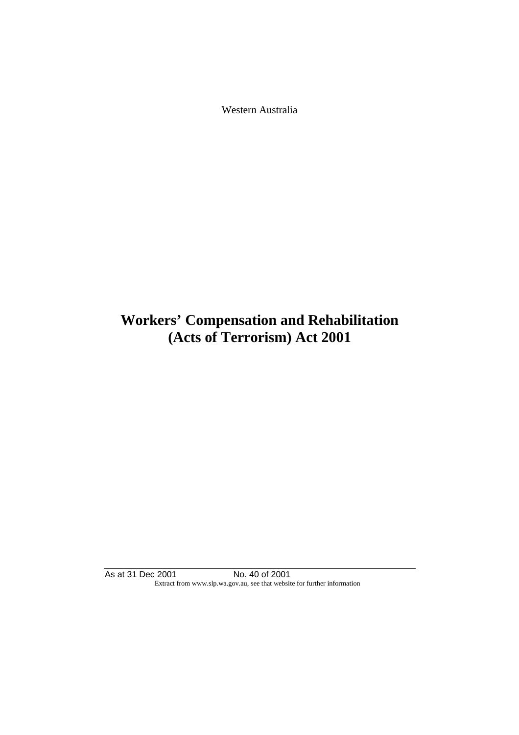Western Australia

# Workers' Compensation and Rehabilitation (Acts of Terrorism) Act 2001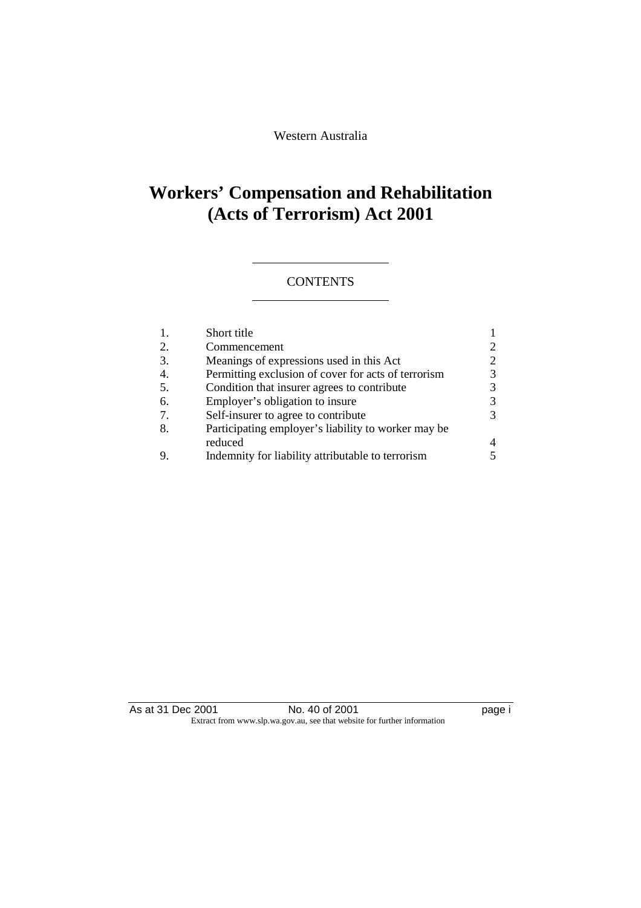Western Australia

# Workers' Compensation and Rehabilitation (Acts of Terrorism) Act 2001

## CONTENTS

| | | |
|---|---|---|
| 1. | Short title | 1 |
| 2. | Commencement | 2 |
| 3. | Meanings of expressions used in this Act | 2 |
| 4. | Permitting exclusion of cover for acts of terrorism | 3 |
| 5. | Condition that insurer agrees to contribute | 3 |
| 6. | Employer's obligation to insure | 3 |
| 7. | Self-insurer to agree to contribute | 3 |
| 8. | Participating employer's liability to worker may be reduced | 4 |
| 9. | Indemnity for liability attributable to terrorism | 5 |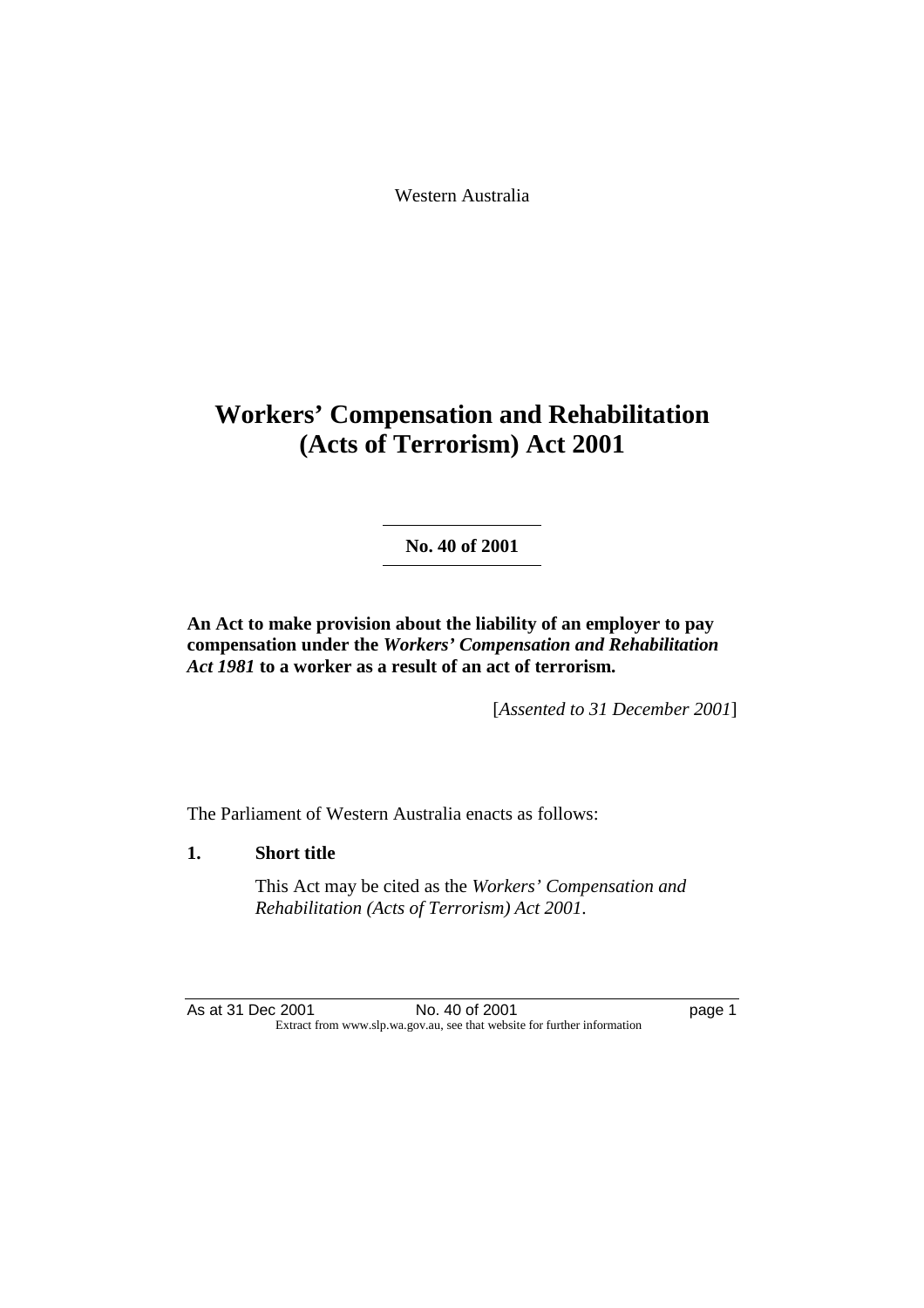Western Australia

# Workers' Compensation and Rehabilitation (Acts of Terrorism) Act 2001

**No. 40 of 2001**

**An Act to make provision about the liability of an employer to pay compensation under the *Workers' Compensation and Rehabilitation Act 1981* to a worker as a result of an act of terrorism.**

[*Assented to 31 December 2001*]

The Parliament of Western Australia enacts as follows:

**1. Short title**

This Act may be cited as the *Workers' Compensation and Rehabilitation (Acts of Terrorism) Act 2001*.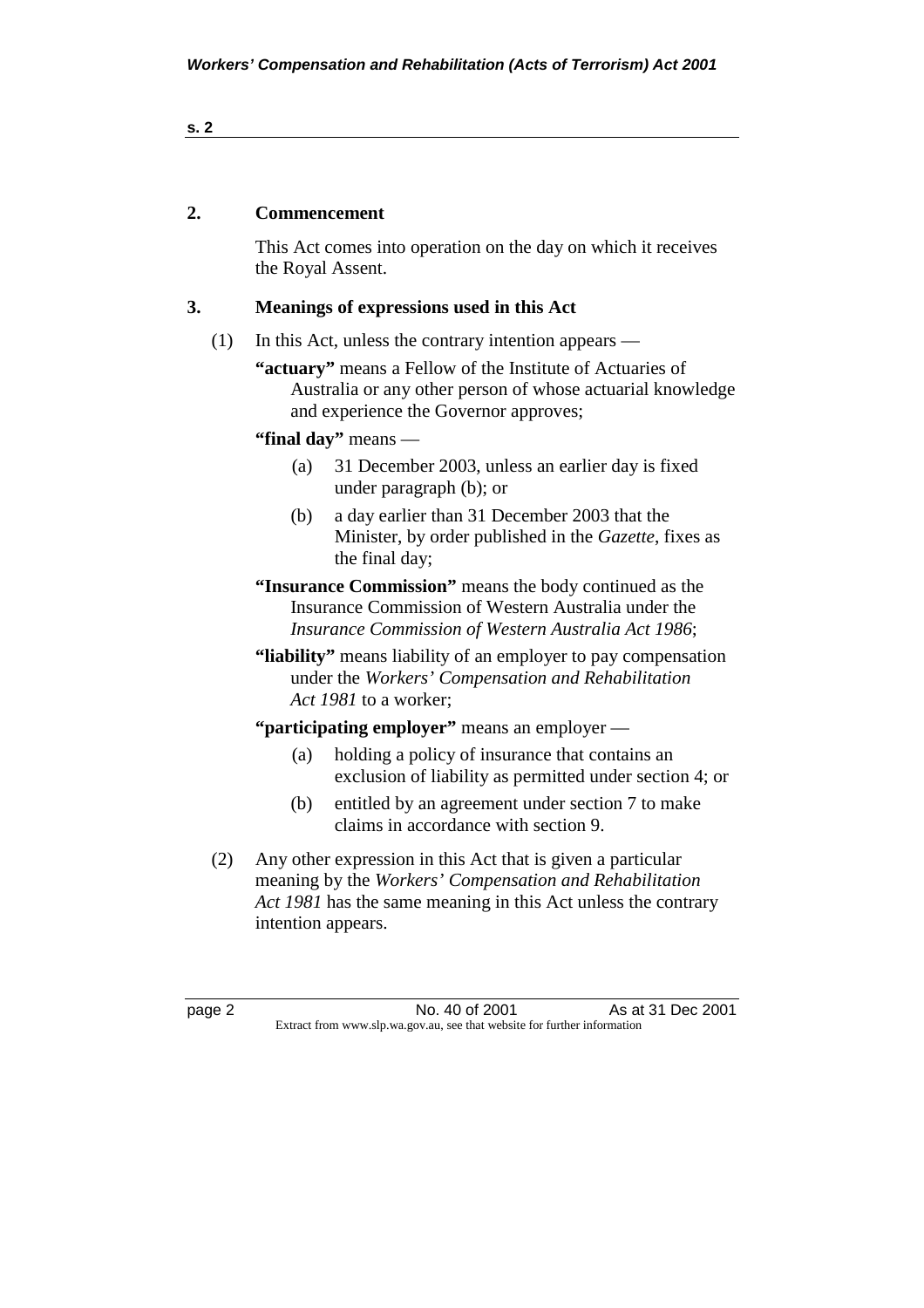## 2. Commencement

This Act comes into operation on the day on which it receives the Royal Assent.

## 3. Meanings of expressions used in this Act

(1) In this Act, unless the contrary intention appears —

**"actuary"** means a Fellow of the Institute of Actuaries of Australia or any other person of whose actuarial knowledge and experience the Governor approves;

**"final day"** means —

- (a) 31 December 2003, unless an earlier day is fixed under paragraph (b); or
- (b) a day earlier than 31 December 2003 that the Minister, by order published in the *Gazette*, fixes as the final day;

**"Insurance Commission"** means the body continued as the Insurance Commission of Western Australia under the *Insurance Commission of Western Australia Act 1986*;

**"liability"** means liability of an employer to pay compensation under the *Workers' Compensation and Rehabilitation Act 1981* to a worker;

**"participating employer"** means an employer —

- (a) holding a policy of insurance that contains an exclusion of liability as permitted under section 4; or
- (b) entitled by an agreement under section 7 to make claims in accordance with section 9.

(2) Any other expression in this Act that is given a particular meaning by the *Workers' Compensation and Rehabilitation Act 1981* has the same meaning in this Act unless the contrary intention appears.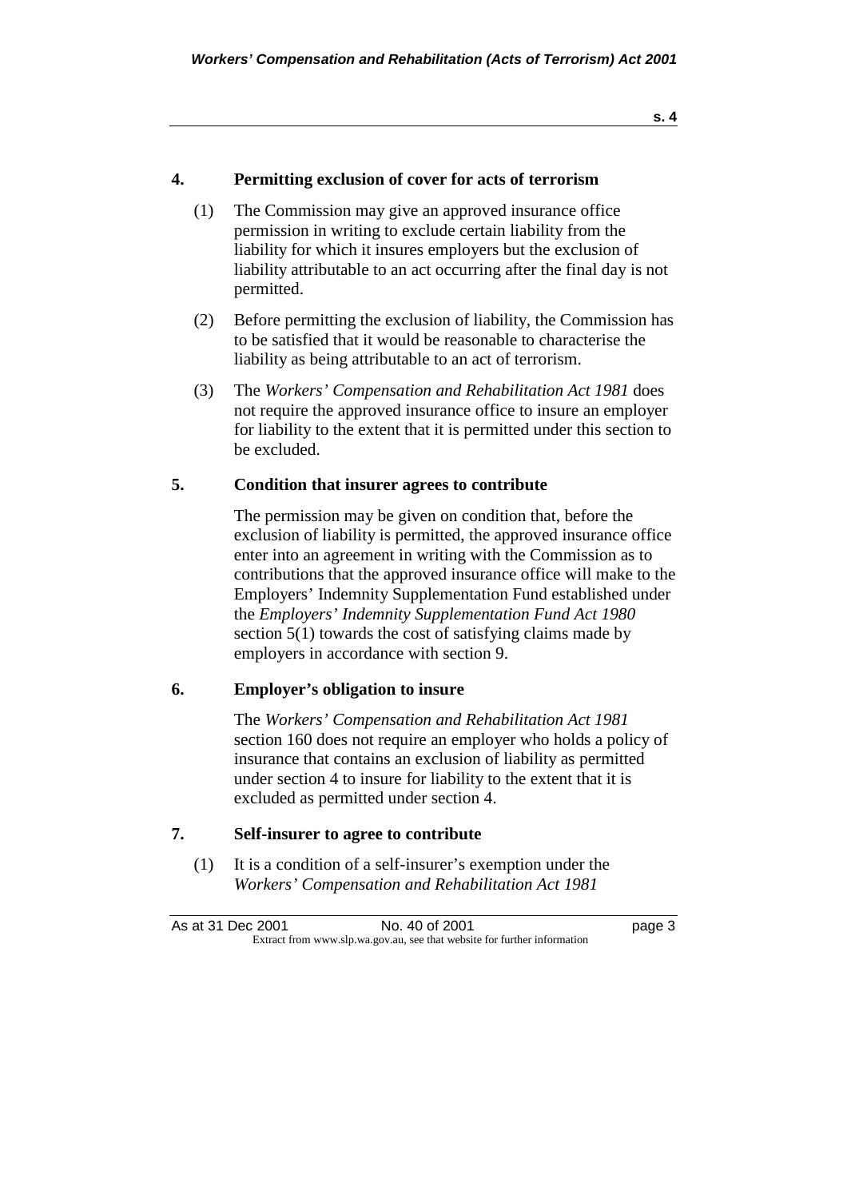## 4. Permitting exclusion of cover for acts of terrorism

(1) The Commission may give an approved insurance office permission in writing to exclude certain liability from the liability for which it insures employers but the exclusion of liability attributable to an act occurring after the final day is not permitted.

(2) Before permitting the exclusion of liability, the Commission has to be satisfied that it would be reasonable to characterise the liability as being attributable to an act of terrorism.

(3) The *Workers' Compensation and Rehabilitation Act 1981* does not require the approved insurance office to insure an employer for liability to the extent that it is permitted under this section to be excluded.

## 5. Condition that insurer agrees to contribute

The permission may be given on condition that, before the exclusion of liability is permitted, the approved insurance office enter into an agreement in writing with the Commission as to contributions that the approved insurance office will make to the Employers' Indemnity Supplementation Fund established under the *Employers' Indemnity Supplementation Fund Act 1980* section 5(1) towards the cost of satisfying claims made by employers in accordance with section 9.

## 6. Employer's obligation to insure

The *Workers' Compensation and Rehabilitation Act 1981* section 160 does not require an employer who holds a policy of insurance that contains an exclusion of liability as permitted under section 4 to insure for liability to the extent that it is excluded as permitted under section 4.

## 7. Self-insurer to agree to contribute

(1) It is a condition of a self-insurer's exemption under the *Workers' Compensation and Rehabilitation Act 1981*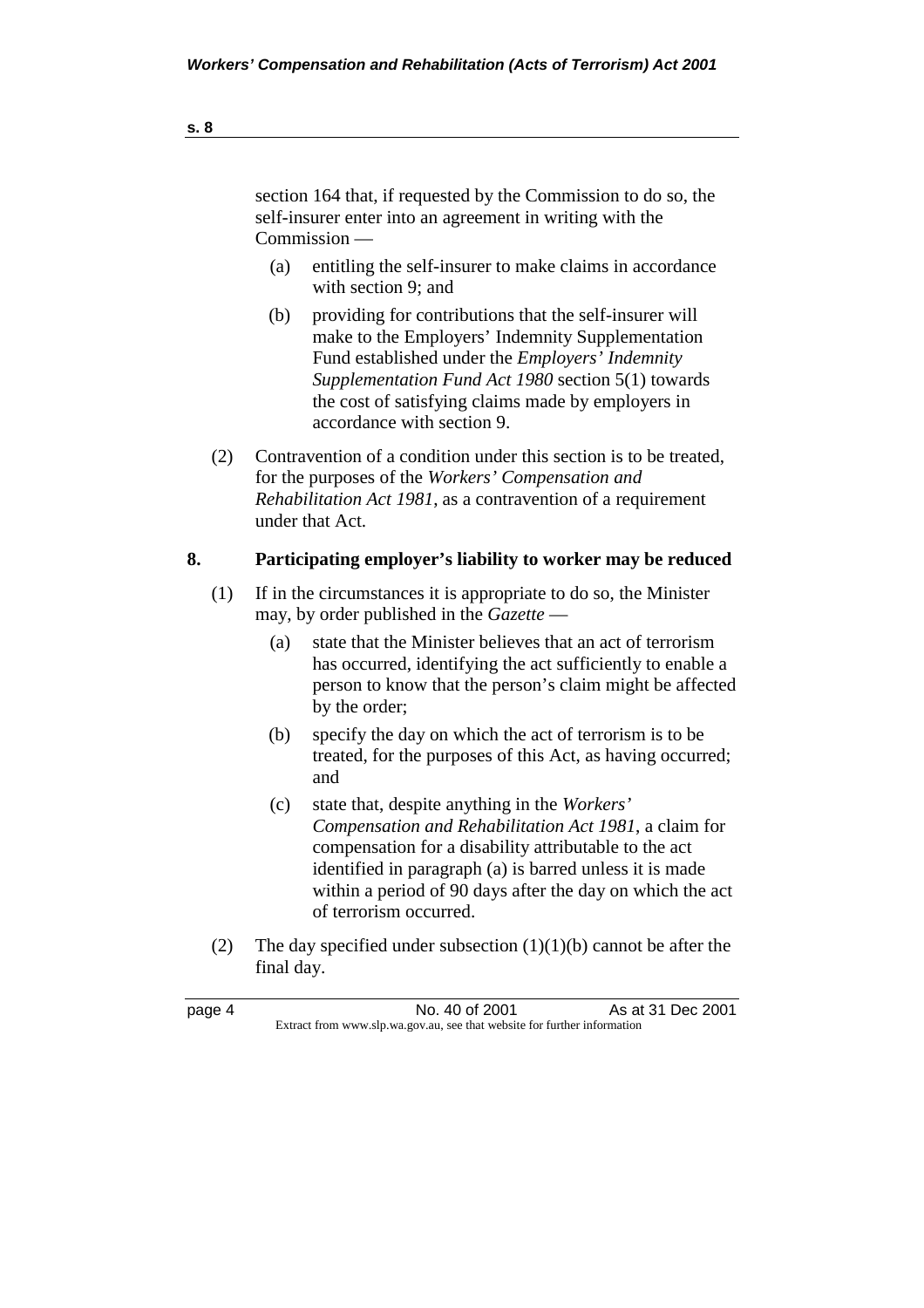section 164 that, if requested by the Commission to do so, the self-insurer enter into an agreement in writing with the Commission —

(a) entitling the self-insurer to make claims in accordance with section 9; and

(b) providing for contributions that the self-insurer will make to the Employers' Indemnity Supplementation Fund established under the *Employers' Indemnity Supplementation Fund Act 1980* section 5(1) towards the cost of satisfying claims made by employers in accordance with section 9.

(2) Contravention of a condition under this section is to be treated, for the purposes of the *Workers' Compensation and Rehabilitation Act 1981*, as a contravention of a requirement under that Act.

## 8. Participating employer's liability to worker may be reduced

(1) If in the circumstances it is appropriate to do so, the Minister may, by order published in the *Gazette* —

(a) state that the Minister believes that an act of terrorism has occurred, identifying the act sufficiently to enable a person to know that the person's claim might be affected by the order;

(b) specify the day on which the act of terrorism is to be treated, for the purposes of this Act, as having occurred; and

(c) state that, despite anything in the *Workers' Compensation and Rehabilitation Act 1981*, a claim for compensation for a disability attributable to the act identified in paragraph (a) is barred unless it is made within a period of 90 days after the day on which the act of terrorism occurred.

(2) The day specified under subsection (1)(1)(b) cannot be after the final day.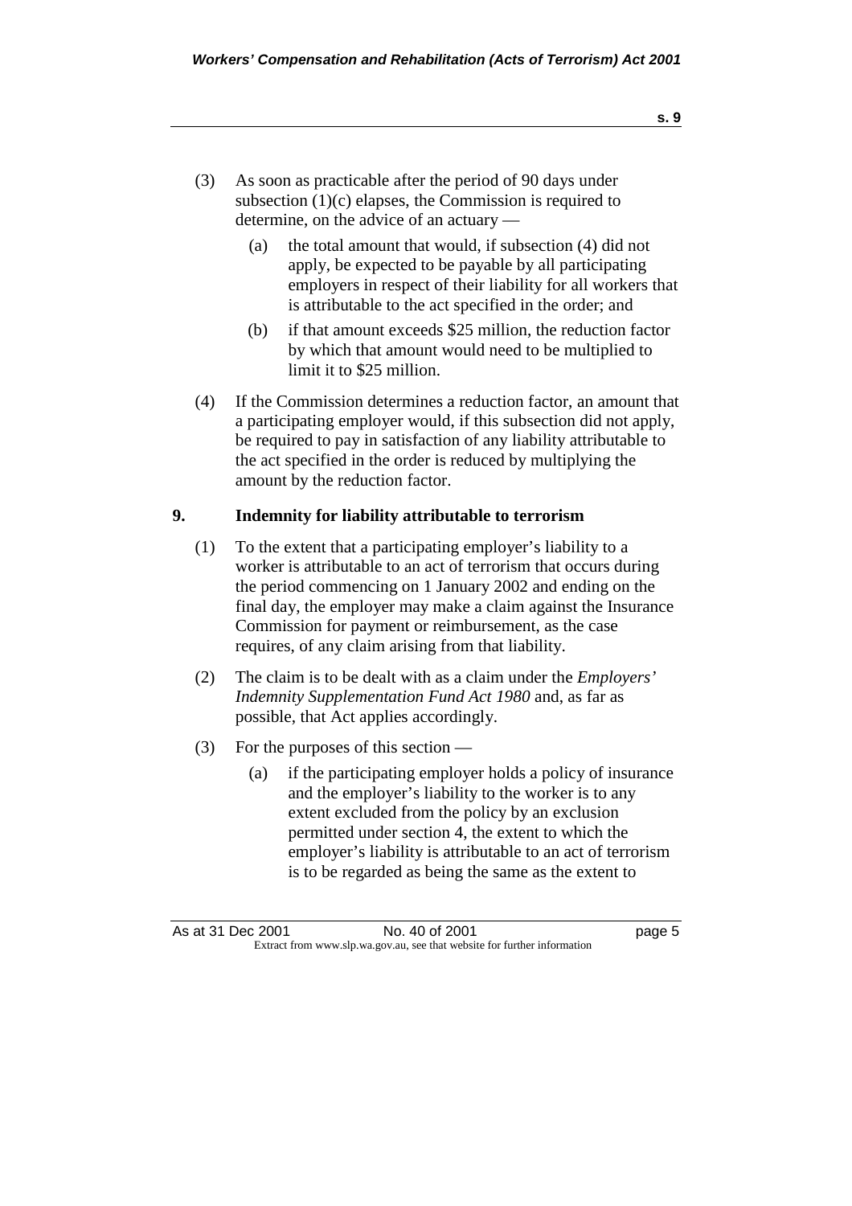(3) As soon as practicable after the period of 90 days under subsection (1)(c) elapses, the Commission is required to determine, on the advice of an actuary —

  (a) the total amount that would, if subsection (4) did not apply, be expected to be payable by all participating employers in respect of their liability for all workers that is attributable to the act specified in the order; and

  (b) if that amount exceeds \$25 million, the reduction factor by which that amount would need to be multiplied to limit it to \$25 million.

(4) If the Commission determines a reduction factor, an amount that a participating employer would, if this subsection did not apply, be required to pay in satisfaction of any liability attributable to the act specified in the order is reduced by multiplying the amount by the reduction factor.

## 9. Indemnity for liability attributable to terrorism

(1) To the extent that a participating employer's liability to a worker is attributable to an act of terrorism that occurs during the period commencing on 1 January 2002 and ending on the final day, the employer may make a claim against the Insurance Commission for payment or reimbursement, as the case requires, of any claim arising from that liability.

(2) The claim is to be dealt with as a claim under the *Employers' Indemnity Supplementation Fund Act 1980* and, as far as possible, that Act applies accordingly.

(3) For the purposes of this section —

  (a) if the participating employer holds a policy of insurance and the employer's liability to the worker is to any extent excluded from the policy by an exclusion permitted under section 4, the extent to which the employer's liability is attributable to an act of terrorism is to be regarded as being the same as the extent to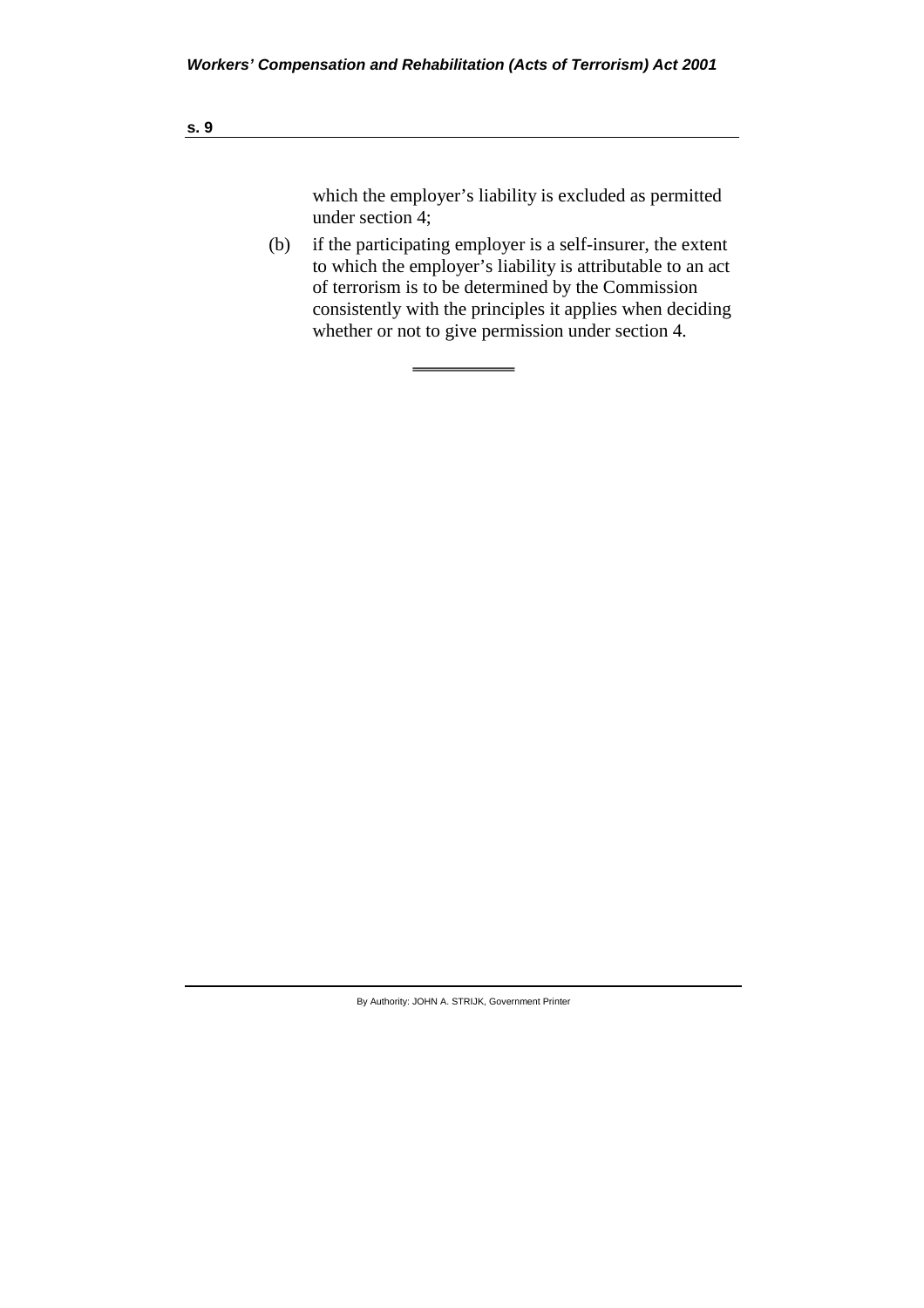which the employer's liability is excluded as permitted under section 4;

(b) if the participating employer is a self-insurer, the extent to which the employer's liability is attributable to an act of terrorism is to be determined by the Commission consistently with the principles it applies when deciding whether or not to give permission under section 4.

By Authority: JOHN A. STRIJK, Government Printer